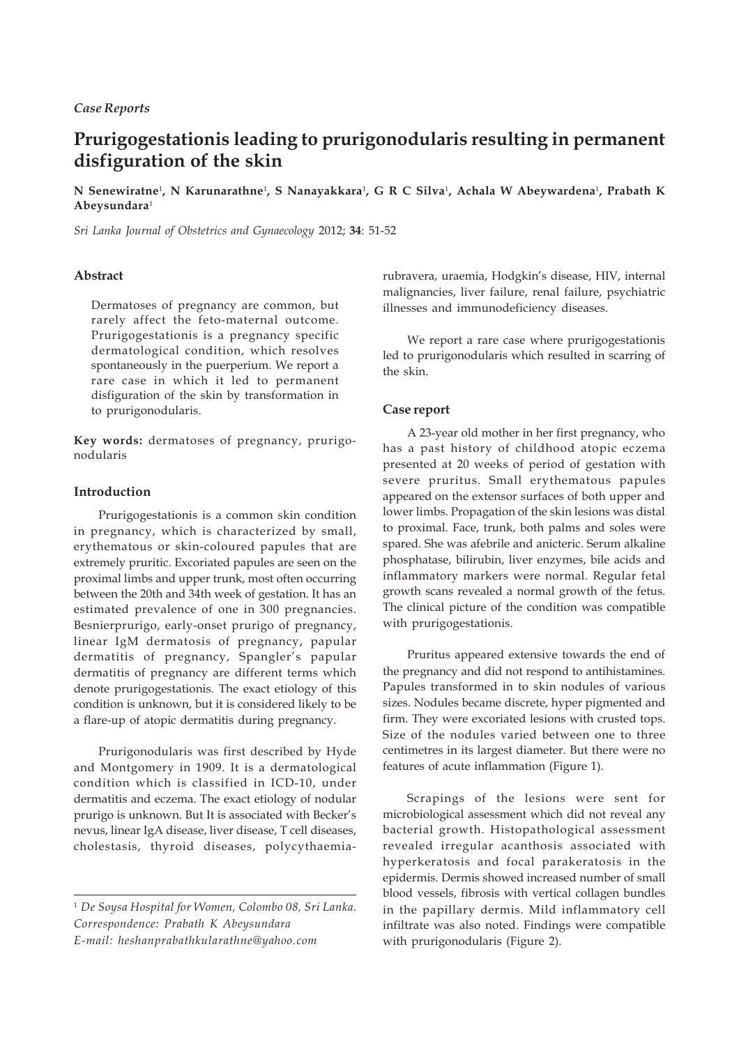*Case Reports*

# Prurigogestationis leading to prurigonodularis resulting in permanent disfiguration of the skin

**N Senewiratne[1], N Karunarathne[1], S Nanayakkara[1], G R C Silva[1], Achala W Abeywardena[1], Prabath K Abeysundara[1]**

*Sri Lanka Journal of Obstetrics and Gynaecology* 2012; **34**: 51-52

### Abstract

Dermatoses of pregnancy are common, but rarely affect the feto-maternal outcome. Prurigogestationis is a pregnancy specific dermatological condition, which resolves spontaneously in the puerperium. We report a rare case in which it led to permanent disfiguration of the skin by transformation in to prurigonodularis.

**Key words:** dermatoses of pregnancy, prurigo-nodularis

### Introduction

Prurigogestationis is a common skin condition in pregnancy, which is characterized by small, erythematous or skin-coloured papules that are extremely pruritic. Excoriated papules are seen on the proximal limbs and upper trunk, most often occurring between the 20th and 34th week of gestation. It has an estimated prevalence of one in 300 pregnancies. Besnierprurigo, early-onset prurigo of pregnancy, linear IgM dermatosis of pregnancy, papular dermatitis of pregnancy, Spangler's papular dermatitis of pregnancy are different terms which denote prurigogestationis. The exact etiology of this condition is unknown, but it is considered likely to be a flare-up of atopic dermatitis during pregnancy.

Prurigonodularis was first described by Hyde and Montgomery in 1909. It is a dermatological condition which is classified in ICD-10, under dermatitis and eczema. The exact etiology of nodular prurigo is unknown. But It is associated with Becker's nevus, linear IgA disease, liver disease, T cell diseases, cholestasis, thyroid diseases, polycythaemia-rubravera, uraemia, Hodgkin's disease, HIV, internal malignancies, liver failure, renal failure, psychiatric illnesses and immunodeficiency diseases.

We report a rare case where prurigogestationis led to prurigonodularis which resulted in scarring of the skin.

### Case report

A 23-year old mother in her first pregnancy, who has a past history of childhood atopic eczema presented at 20 weeks of period of gestation with severe pruritus. Small erythematous papules appeared on the extensor surfaces of both upper and lower limbs. Propagation of the skin lesions was distal to proximal. Face, trunk, both palms and soles were spared. She was afebrile and anicteric. Serum alkaline phosphatase, bilirubin, liver enzymes, bile acids and inflammatory markers were normal. Regular fetal growth scans revealed a normal growth of the fetus. The clinical picture of the condition was compatible with prurigogestationis.

Pruritus appeared extensive towards the end of the pregnancy and did not respond to antihistamines. Papules transformed in to skin nodules of various sizes. Nodules became discrete, hyper pigmented and firm. They were excoriated lesions with crusted tops. Size of the nodules varied between one to three centimetres in its largest diameter. But there were no features of acute inflammation (Figure 1).

Scrapings of the lesions were sent for microbiological assessment which did not reveal any bacterial growth. Histopathological assessment revealed irregular acanthosis associated with hyperkeratosis and focal parakeratosis in the epidermis. Dermis showed increased number of small blood vessels, fibrosis with vertical collagen bundles in the papillary dermis. Mild inflammatory cell infiltrate was also noted. Findings were compatible with prurigonodularis (Figure 2).

---

[1] *De Soysa Hospital for Women, Colombo 08, Sri Lanka.*
*Correspondence: Prabath K Abeysundara*
*E-mail: heshanprabathkularathne@yahoo.com*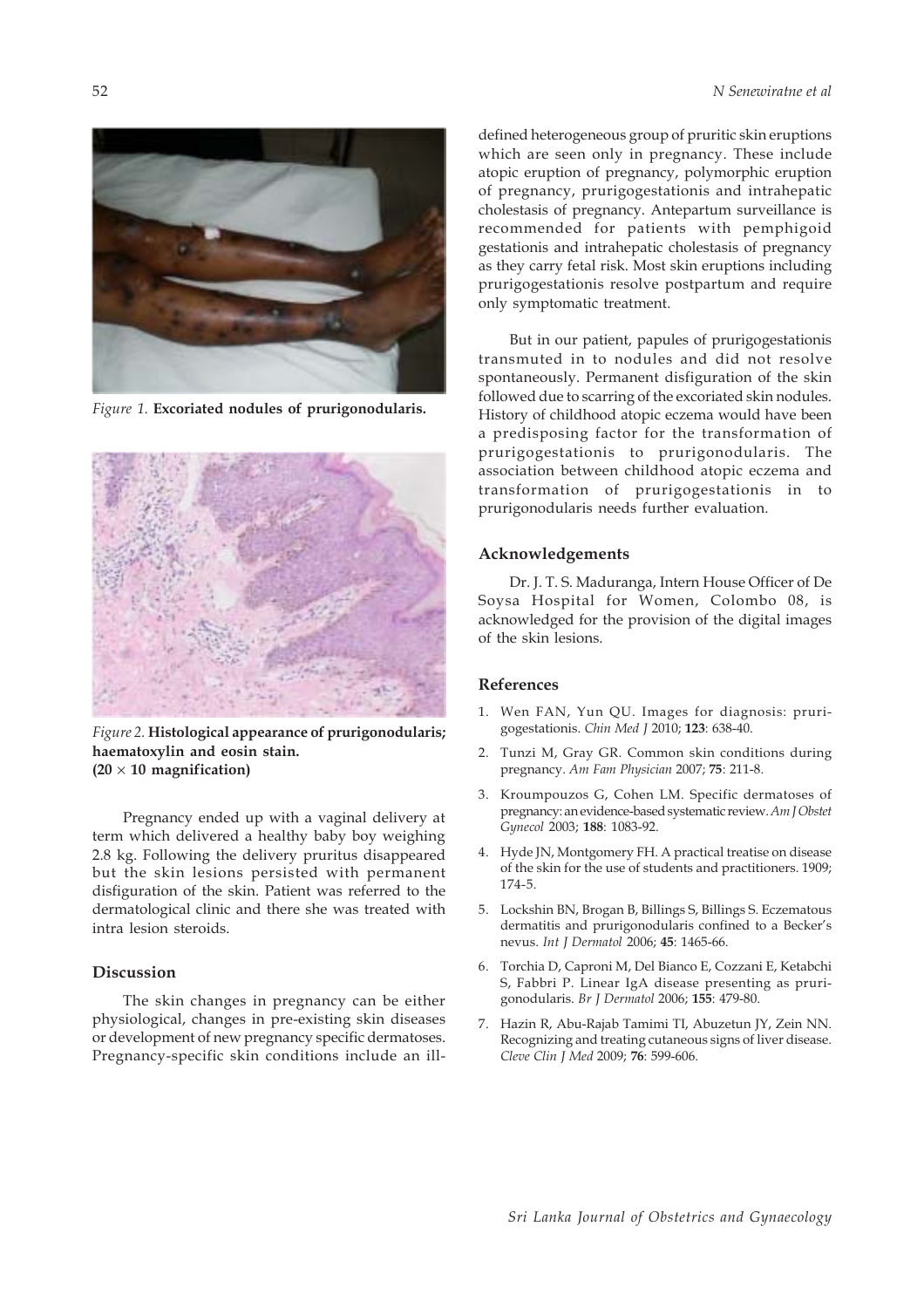*Figure 1.* **Excoriated nodules of prurigonodularis.**

*Figure 2.* **Histological appearance of prurigonodularis; haematoxylin and eosin stain. (20 × 10 magnification)**

Pregnancy ended up with a vaginal delivery at term which delivered a healthy baby boy weighing 2.8 kg. Following the delivery pruritus disappeared but the skin lesions persisted with permanent disfiguration of the skin. Patient was referred to the dermatological clinic and there she was treated with intra lesion steroids.

## Discussion

The skin changes in pregnancy can be either physiological, changes in pre-existing skin diseases or development of new pregnancy specific dermatoses. Pregnancy-specific skin conditions include an ill-defined heterogeneous group of pruritic skin eruptions which are seen only in pregnancy. These include atopic eruption of pregnancy, polymorphic eruption of pregnancy, prurigogestationis and intrahepatic cholestasis of pregnancy. Antepartum surveillance is recommended for patients with pemphigoid gestationis and intrahepatic cholestasis of pregnancy as they carry fetal risk. Most skin eruptions including prurigogestationis resolve postpartum and require only symptomatic treatment.

But in our patient, papules of prurigogestationis transmuted in to nodules and did not resolve spontaneously. Permanent disfiguration of the skin followed due to scarring of the excoriated skin nodules. History of childhood atopic eczema would have been a predisposing factor for the transformation of prurigogestationis to prurigonodularis. The association between childhood atopic eczema and transformation of prurigogestationis in to prurigonodularis needs further evaluation.

## Acknowledgements

Dr. J. T. S. Maduranga, Intern House Officer of De Soysa Hospital for Women, Colombo 08, is acknowledged for the provision of the digital images of the skin lesions.

## References

1. Wen FAN, Yun QU. Images for diagnosis: prurigogestationis. *Chin Med J* 2010; **123**: 638-40.
2. Tunzi M, Gray GR. Common skin conditions during pregnancy. *Am Fam Physician* 2007; **75**: 211-8.
3. Kroumpouzos G, Cohen LM. Specific dermatoses of pregnancy: an evidence-based systematic review. *Am J Obstet Gynecol* 2003; **188**: 1083-92.
4. Hyde JN, Montgomery FH. A practical treatise on disease of the skin for the use of students and practitioners. 1909; 174-5.
5. Lockshin BN, Brogan B, Billings S, Billings S. Eczematous dermatitis and prurigonodularis confined to a Becker's nevus. *Int J Dermatol* 2006; **45**: 1465-66.
6. Torchia D, Caproni M, Del Bianco E, Cozzani E, Ketabchi S, Fabbri P. Linear IgA disease presenting as prurigonodularis. *Br J Dermatol* 2006; **155**: 479-80.
7. Hazin R, Abu-Rajab Tamimi TI, Abuzetun JY, Zein NN. Recognizing and treating cutaneous signs of liver disease. *Cleve Clin J Med* 2009; **76**: 599-606.